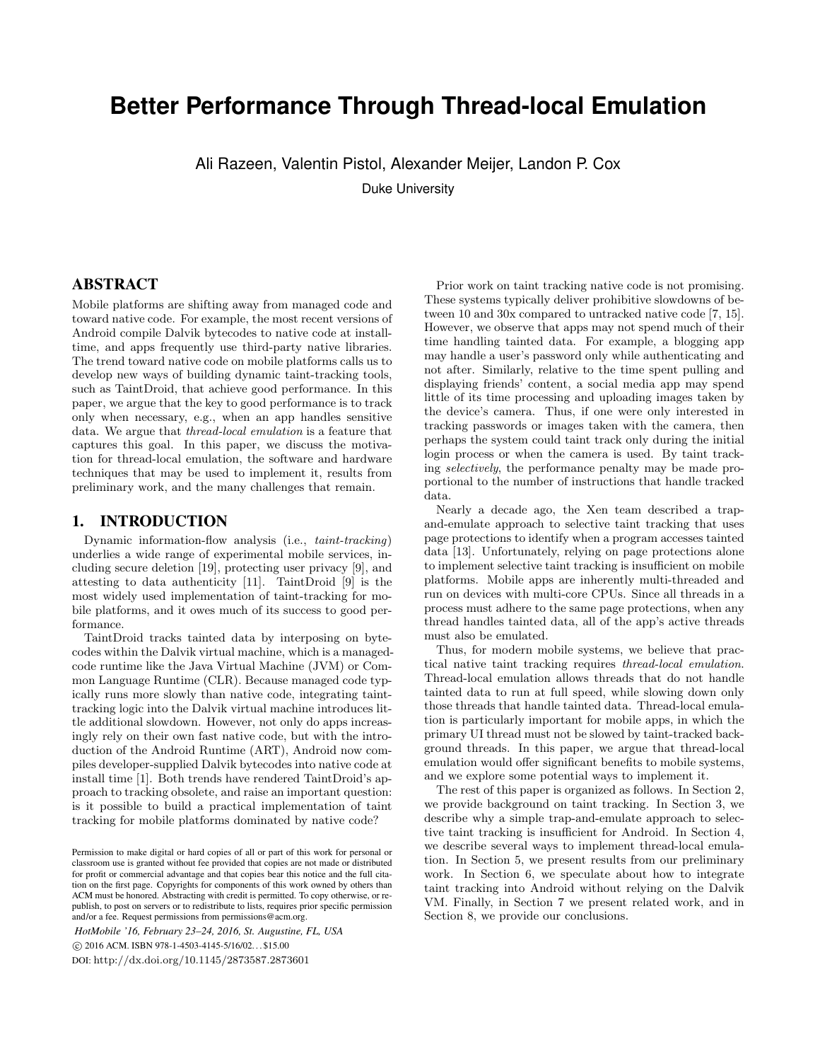# Better Performance Through Thread-local Emulation

Ali Razeen, Valentin Pistol, Alexander Meijer, Landon P. Cox

Duke University

## ABSTRACT

Mobile platforms are shifting away from managed code and toward native code. For example, the most recent versions of Android compile Dalvik bytecodes to native code at install-time, and apps frequently use third-party native libraries. The trend toward native code on mobile platforms calls us to develop new ways of building dynamic taint-tracking tools, such as TaintDroid, that achieve good performance. In this paper, we argue that the key to good performance is to track only when necessary, e.g., when an app handles sensitive data. We argue that *thread-local emulation* is a feature that captures this goal. In this paper, we discuss the motivation for thread-local emulation, the software and hardware techniques that may be used to implement it, results from preliminary work, and the many challenges that remain.

## 1. INTRODUCTION

Dynamic information-flow analysis (i.e., *taint-tracking*) underlies a wide range of experimental mobile services, including secure deletion [19], protecting user privacy [9], and attesting to data authenticity [11]. TaintDroid [9] is the most widely used implementation of taint-tracking for mobile platforms, and it owes much of its success to good performance.

TaintDroid tracks tainted data by interposing on bytecodes within the Dalvik virtual machine, which is a managed-code runtime like the Java Virtual Machine (JVM) or Common Language Runtime (CLR). Because managed code typically runs more slowly than native code, integrating taint-tracking logic into the Dalvik virtual machine introduces little additional slowdown. However, not only do apps increasingly rely on their own fast native code, but with the introduction of the Android Runtime (ART), Android now compiles developer-supplied Dalvik bytecodes into native code at install time [1]. Both trends have rendered TaintDroid's approach to tracking obsolete, and raise an important question: is it possible to build a practical implementation of taint tracking for mobile platforms dominated by native code?

Prior work on taint tracking native code is not promising. These systems typically deliver prohibitive slowdowns of between 10 and 30x compared to untracked native code [7, 15]. However, we observe that apps may not spend much of their time handling tainted data. For example, a blogging app may handle a user's password only while authenticating and not after. Similarly, relative to the time spent pulling and displaying friends' content, a social media app may spend little of its time processing and uploading images taken by the device's camera. Thus, if one were only interested in tracking passwords or images taken with the camera, then perhaps the system could taint track only during the initial login process or when the camera is used. By taint tracking *selectively*, the performance penalty may be made proportional to the number of instructions that handle tracked data.

Nearly a decade ago, the Xen team described a trap-and-emulate approach to selective taint tracking that uses page protections to identify when a program accesses tainted data [13]. Unfortunately, relying on page protections alone to implement selective taint tracking is insufficient on mobile platforms. Mobile apps are inherently multi-threaded and run on devices with multi-core CPUs. Since all threads in a process must adhere to the same page protections, when any thread handles tainted data, all of the app's active threads must also be emulated.

Thus, for modern mobile systems, we believe that practical native taint tracking requires *thread-local emulation*. Thread-local emulation allows threads that do not handle tainted data to run at full speed, while slowing down only those threads that handle tainted data. Thread-local emulation is particularly important for mobile apps, in which the primary UI thread must not be slowed by taint-tracked background threads. In this paper, we argue that thread-local emulation would offer significant benefits to mobile systems, and we explore some potential ways to implement it.

The rest of this paper is organized as follows. In Section 2, we provide background on taint tracking. In Section 3, we describe why a simple trap-and-emulate approach to selective taint tracking is insufficient for Android. In Section 4, we describe several ways to implement thread-local emulation. In Section 5, we present results from our preliminary work. In Section 6, we speculate about how to integrate taint tracking into Android without relying on the Dalvik VM. Finally, in Section 7 we present related work, and in Section 8, we provide our conclusions.

Permission to make digital or hard copies of all or part of this work for personal or classroom use is granted without fee provided that copies are not made or distributed for profit or commercial advantage and that copies bear this notice and the full citation on the first page. Copyrights for components of this work owned by others than ACM must be honored. Abstracting with credit is permitted. To copy otherwise, or republish, to post on servers or to redistribute to lists, requires prior specific permission and/or a fee. Request permissions from permissions@acm.org.

*HotMobile '16, February 23–24, 2016, St. Augustine, FL, USA*

© 2016 ACM. ISBN 978-1-4503-4145-5/16/02...$15.00

DOI: http://dx.doi.org/10.1145/2873587.2873601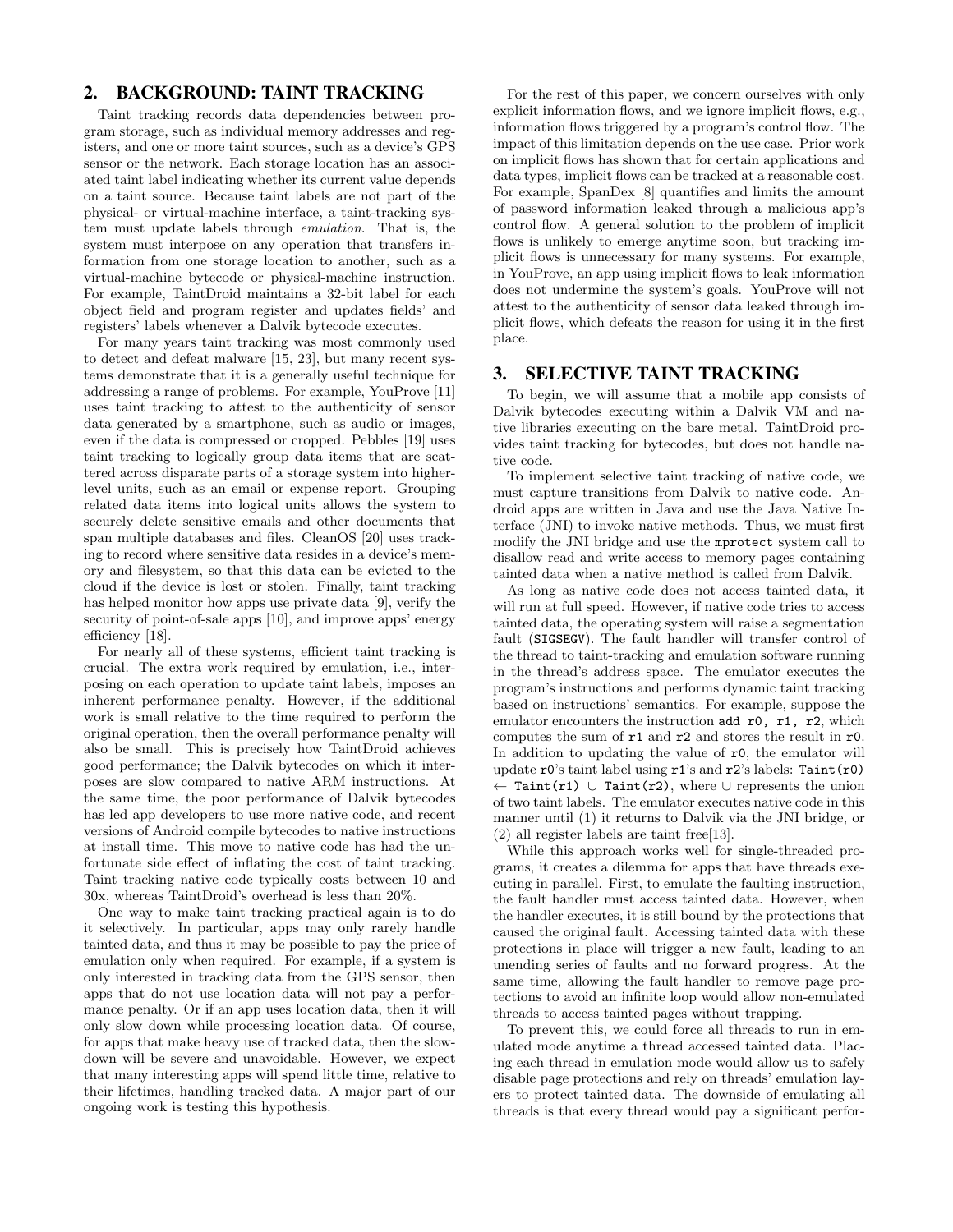## 2. BACKGROUND: TAINT TRACKING

Taint tracking records data dependencies between program storage, such as individual memory addresses and registers, and one or more taint sources, such as a device's GPS sensor or the network. Each storage location has an associated taint label indicating whether its current value depends on a taint source. Because taint labels are not part of the physical- or virtual-machine interface, a taint-tracking system must update labels through *emulation*. That is, the system must interpose on any operation that transfers information from one storage location to another, such as a virtual-machine bytecode or physical-machine instruction. For example, TaintDroid maintains a 32-bit label for each object field and program register and updates fields' and registers' labels whenever a Dalvik bytecode executes.

For many years taint tracking was most commonly used to detect and defeat malware [15, 23], but many recent systems demonstrate that it is a generally useful technique for addressing a range of problems. For example, YouProve [11] uses taint tracking to attest to the authenticity of sensor data generated by a smartphone, such as audio or images, even if the data is compressed or cropped. Pebbles [19] uses taint tracking to logically group data items that are scattered across disparate parts of a storage system into higher-level units, such as an email or expense report. Grouping related data items into logical units allows the system to securely delete sensitive emails and other documents that span multiple databases and files. CleanOS [20] uses tracking to record where sensitive data resides in a device's memory and filesystem, so that this data can be evicted to the cloud if the device is lost or stolen. Finally, taint tracking has helped monitor how apps use private data [9], verify the security of point-of-sale apps [10], and improve apps' energy efficiency [18].

For nearly all of these systems, efficient taint tracking is crucial. The extra work required by emulation, i.e., interposing on each operation to update taint labels, imposes an inherent performance penalty. However, if the additional work is small relative to the time required to perform the original operation, then the overall performance penalty will also be small. This is precisely how TaintDroid achieves good performance; the Dalvik bytecodes on which it interposes are slow compared to native ARM instructions. At the same time, the poor performance of Dalvik bytecodes has led app developers to use more native code, and recent versions of Android compile bytecodes to native instructions at install time. This move to native code has had the unfortunate side effect of inflating the cost of taint tracking. Taint tracking native code typically costs between 10 and 30x, whereas TaintDroid's overhead is less than 20%.

One way to make taint tracking practical again is to do it selectively. In particular, apps may only rarely handle tainted data, and thus it may be possible to pay the price of emulation only when required. For example, if a system is only interested in tracking data from the GPS sensor, then apps that do not use location data will not pay a performance penalty. Or if an app uses location data, then it will only slow down while processing location data. Of course, for apps that make heavy use of tracked data, then the slowdown will be severe and unavoidable. However, we expect that many interesting apps will spend little time, relative to their lifetimes, handling tracked data. A major part of our ongoing work is testing this hypothesis.

For the rest of this paper, we concern ourselves with only explicit information flows, and we ignore implicit flows, e.g., information flows triggered by a program's control flow. The impact of this limitation depends on the use case. Prior work on implicit flows has shown that for certain applications and data types, implicit flows can be tracked at a reasonable cost. For example, SpanDex [8] quantifies and limits the amount of password information leaked through a malicious app's control flow. A general solution to the problem of implicit flows is unlikely to emerge anytime soon, but tracking implicit flows is unnecessary for many systems. For example, in YouProve, an app using implicit flows to leak information does not undermine the system's goals. YouProve will not attest to the authenticity of sensor data leaked through implicit flows, which defeats the reason for using it in the first place.

## 3. SELECTIVE TAINT TRACKING

To begin, we will assume that a mobile app consists of Dalvik bytecodes executing within a Dalvik VM and native libraries executing on the bare metal. TaintDroid provides taint tracking for bytecodes, but does not handle native code.

To implement selective taint tracking of native code, we must capture transitions from Dalvik to native code. Android apps are written in Java and use the Java Native Interface (JNI) to invoke native methods. Thus, we must first modify the JNI bridge and use the `mprotect` system call to disallow read and write access to memory pages containing tainted data when a native method is called from Dalvik.

As long as native code does not access tainted data, it will run at full speed. However, if native code tries to access tainted data, the operating system will raise a segmentation fault (`SIGSEGV`). The fault handler will transfer control of the thread to taint-tracking and emulation software running in the thread's address space. The emulator executes the program's instructions and performs dynamic taint tracking based on instructions' semantics. For example, suppose the emulator encounters the instruction `add r0, r1, r2`, which computes the sum of `r1` and `r2` and stores the result in `r0`. In addition to updating the value of `r0`, the emulator will update `r0`'s taint label using `r1`'s and `r2`'s labels: `Taint(r0)` ← `Taint(r1)` ∪ `Taint(r2)`, where ∪ represents the union of two taint labels. The emulator executes native code in this manner until (1) it returns to Dalvik via the JNI bridge, or (2) all register labels are taint free[13].

While this approach works well for single-threaded programs, it creates a dilemma for apps that have threads executing in parallel. First, to emulate the faulting instruction, the fault handler must access tainted data. However, when the handler executes, it is still bound by the protections that caused the original fault. Accessing tainted data with these protections in place will trigger a new fault, leading to an unending series of faults and no forward progress. At the same time, allowing the fault handler to remove page protections to avoid an infinite loop would allow non-emulated threads to access tainted pages without trapping.

To prevent this, we could force all threads to run in emulated mode anytime a thread accessed tainted data. Placing each thread in emulation mode would allow us to safely disable page protections and rely on threads' emulation layers to protect tainted data. The downside of emulating all threads is that every thread would pay a significant perfor-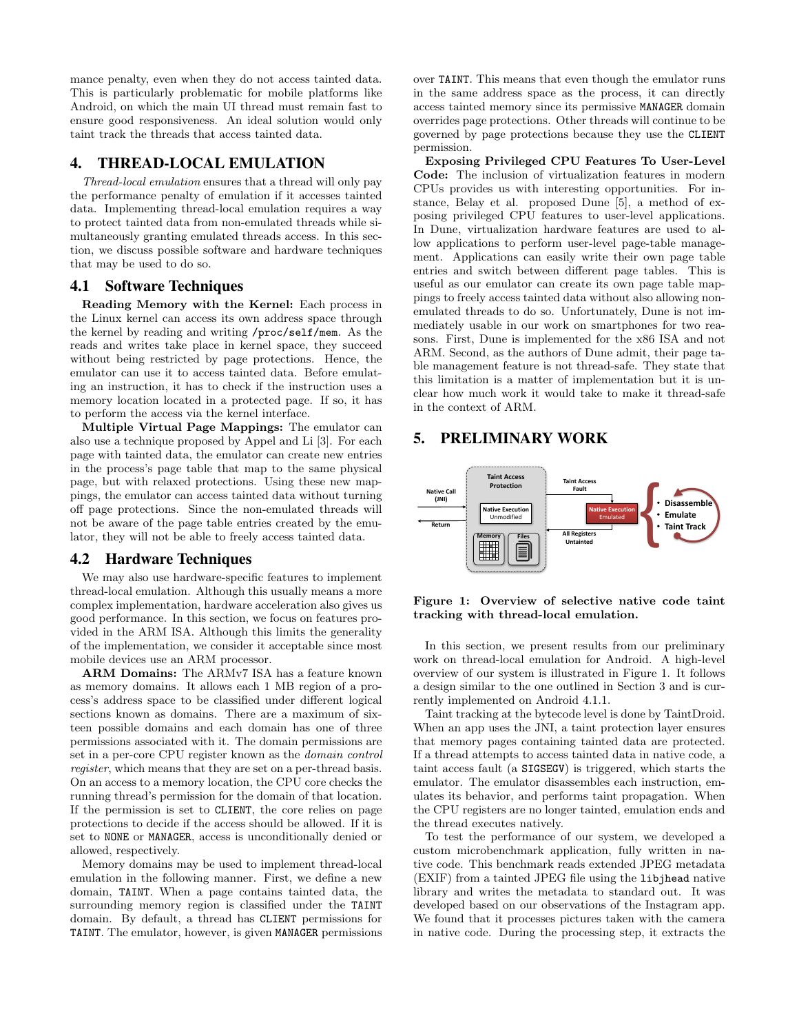mance penalty, even when they do not access tainted data. This is particularly problematic for mobile platforms like Android, on which the main UI thread must remain fast to ensure good responsiveness. An ideal solution would only taint track the threads that access tainted data.

## 4. THREAD-LOCAL EMULATION

*Thread-local emulation* ensures that a thread will only pay the performance penalty of emulation if it accesses tainted data. Implementing thread-local emulation requires a way to protect tainted data from non-emulated threads while simultaneously granting emulated threads access. In this section, we discuss possible software and hardware techniques that may be used to do so.

### 4.1 Software Techniques

**Reading Memory with the Kernel:** Each process in the Linux kernel can access its own address space through the kernel by reading and writing `/proc/self/mem`. As the reads and writes take place in kernel space, they succeed without being restricted by page protections. Hence, the emulator can use it to access tainted data. Before emulating an instruction, it has to check if the instruction uses a memory location located in a protected page. If so, it has to perform the access via the kernel interface.

**Multiple Virtual Page Mappings:** The emulator can also use a technique proposed by Appel and Li [3]. For each page with tainted data, the emulator can create new entries in the process's page table that map to the same physical page, but with relaxed protections. Using these new mappings, the emulator can access tainted data without turning off page protections. Since the non-emulated threads will not be aware of the page table entries created by the emulator, they will not be able to freely access tainted data.

### 4.2 Hardware Techniques

We may also use hardware-specific features to implement thread-local emulation. Although this usually means a more complex implementation, hardware acceleration also gives us good performance. In this section, we focus on features provided in the ARM ISA. Although this limits the generality of the implementation, we consider it acceptable since most mobile devices use an ARM processor.

**ARM Domains:** The ARMv7 ISA has a feature known as memory domains. It allows each 1 MB region of a process's address space to be classified under different logical sections known as domains. There are a maximum of sixteen possible domains and each domain has one of three permissions associated with it. The domain permissions are set in a per-core CPU register known as the *domain control register*, which means that they are set on a per-thread basis. On an access to a memory location, the CPU core checks the running thread's permission for the domain of that location. If the permission is set to `CLIENT`, the core relies on page protections to decide if the access should be allowed. If it is set to `NONE` or `MANAGER`, access is unconditionally denied or allowed, respectively.

Memory domains may be used to implement thread-local emulation in the following manner. First, we define a new domain, `TAINT`. When a page contains tainted data, the surrounding memory region is classified under the `TAINT` domain. By default, a thread has `CLIENT` permissions for `TAINT`. The emulator, however, is given `MANAGER` permissions over `TAINT`. This means that even though the emulator runs in the same address space as the process, it can directly access tainted memory since its permissive `MANAGER` domain overrides page protections. Other threads will continue to be governed by page protections because they use the `CLIENT` permission.

**Exposing Privileged CPU Features To User-Level Code:** The inclusion of virtualization features in modern CPUs provides us with interesting opportunities. For instance, Belay et al. proposed Dune [5], a method of exposing privileged CPU features to user-level applications. In Dune, virtualization hardware features are used to allow applications to perform user-level page-table management. Applications can easily write their own page table entries and switch between different page tables. This is useful as our emulator can create its own page table mappings to freely access tainted data without also allowing non-emulated threads to do so. Unfortunately, Dune is not immediately usable in our work on smartphones for two reasons. First, Dune is implemented for the x86 ISA and not ARM. Second, as the authors of Dune admit, their page table management feature is not thread-safe. They state that this limitation is a matter of implementation but it is unclear how much work it would take to make it thread-safe in the context of ARM.

## 5. PRELIMINARY WORK

**Figure 1: Overview of selective native code taint tracking with thread-local emulation.**

In this section, we present results from our preliminary work on thread-local emulation for Android. A high-level overview of our system is illustrated in Figure 1. It follows a design similar to the one outlined in Section 3 and is currently implemented on Android 4.1.1.

Taint tracking at the bytecode level is done by TaintDroid. When an app uses the JNI, a taint protection layer ensures that memory pages containing tainted data are protected. If a thread attempts to access tainted data in native code, a taint access fault (a `SIGSEGV`) is triggered, which starts the emulator. The emulator disassembles each instruction, emulates its behavior, and performs taint propagation. When the CPU registers are no longer tainted, emulation ends and the thread executes natively.

To test the performance of our system, we developed a custom microbenchmark application, fully written in native code. This benchmark reads extended JPEG metadata (EXIF) from a tainted JPEG file using the `libjhead` native library and writes the metadata to standard out. It was developed based on our observations of the Instagram app. We found that it processes pictures taken with the camera in native code. During the processing step, it extracts the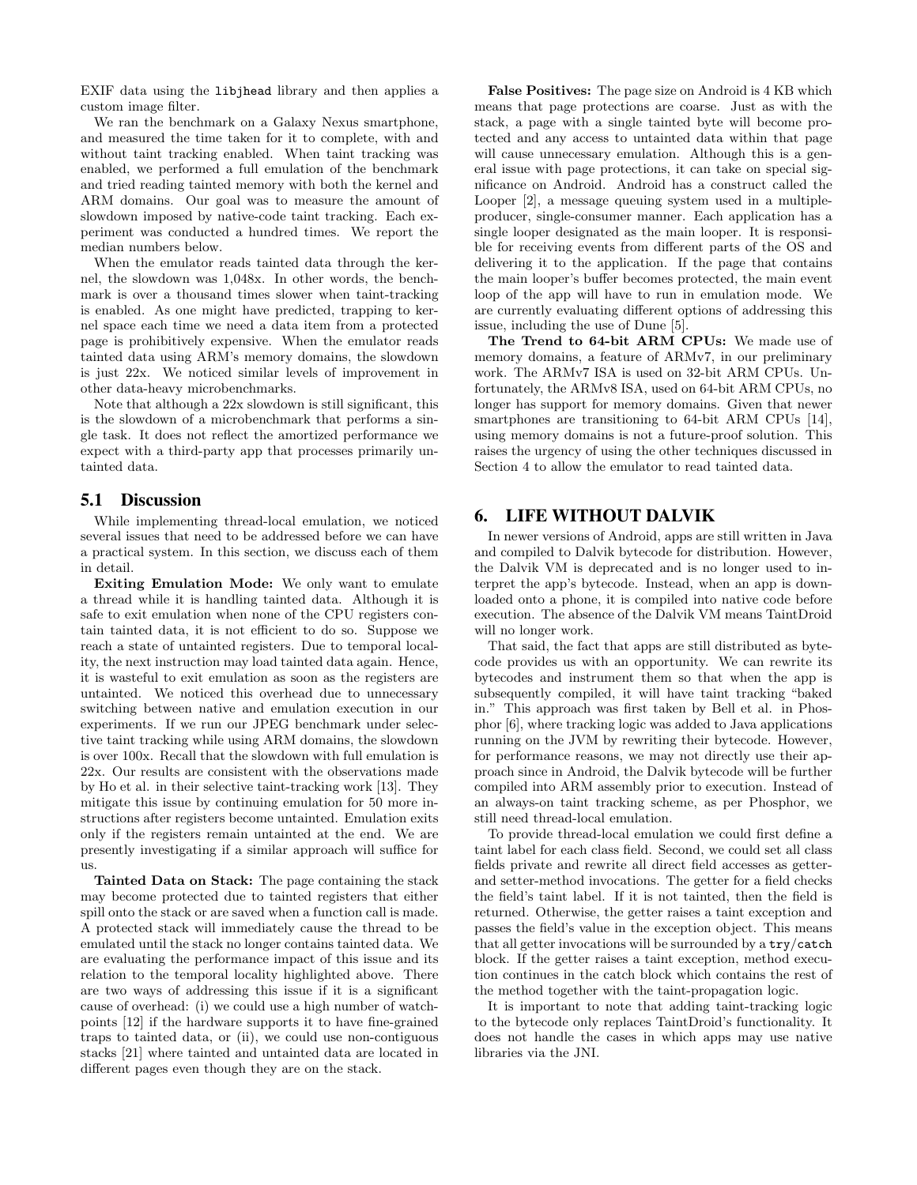EXIF data using the `libjhead` library and then applies a custom image filter.

We ran the benchmark on a Galaxy Nexus smartphone, and measured the time taken for it to complete, with and without taint tracking enabled. When taint tracking was enabled, we performed a full emulation of the benchmark and tried reading tainted memory with both the kernel and ARM domains. Our goal was to measure the amount of slowdown imposed by native-code taint tracking. Each experiment was conducted a hundred times. We report the median numbers below.

When the emulator reads tainted data through the kernel, the slowdown was 1,048x. In other words, the benchmark is over a thousand times slower when taint-tracking is enabled. As one might have predicted, trapping to kernel space each time we need a data item from a protected page is prohibitively expensive. When the emulator reads tainted data using ARM's memory domains, the slowdown is just 22x. We noticed similar levels of improvement in other data-heavy microbenchmarks.

Note that although a 22x slowdown is still significant, this is the slowdown of a microbenchmark that performs a single task. It does not reflect the amortized performance we expect with a third-party app that processes primarily untainted data.

## 5.1 Discussion

While implementing thread-local emulation, we noticed several issues that need to be addressed before we can have a practical system. In this section, we discuss each of them in detail.

**Exiting Emulation Mode:** We only want to emulate a thread while it is handling tainted data. Although it is safe to exit emulation when none of the CPU registers contain tainted data, it is not efficient to do so. Suppose we reach a state of untainted registers. Due to temporal locality, the next instruction may load tainted data again. Hence, it is wasteful to exit emulation as soon as the registers are untainted. We noticed this overhead due to unnecessary switching between native and emulation execution in our experiments. If we run our JPEG benchmark under selective taint tracking while using ARM domains, the slowdown is over 100x. Recall that the slowdown with full emulation is 22x. Our results are consistent with the observations made by Ho et al. in their selective taint-tracking work [13]. They mitigate this issue by continuing emulation for 50 more instructions after registers become untainted. Emulation exits only if the registers remain untainted at the end. We are presently investigating if a similar approach will suffice for us.

**Tainted Data on Stack:** The page containing the stack may become protected due to tainted registers that either spill onto the stack or are saved when a function call is made. A protected stack will immediately cause the thread to be emulated until the stack no longer contains tainted data. We are evaluating the performance impact of this issue and its relation to the temporal locality highlighted above. There are two ways of addressing this issue if it is a significant cause of overhead: (i) we could use a high number of watchpoints [12] if the hardware supports it to have fine-grained traps to tainted data, or (ii), we could use non-contiguous stacks [21] where tainted and untainted data are located in different pages even though they are on the stack.

**False Positives:** The page size on Android is 4 KB which means that page protections are coarse. Just as with the stack, a page with a single tainted byte will become protected and any access to untainted data within that page will cause unnecessary emulation. Although this is a general issue with page protections, it can take on special significance on Android. Android has a construct called the Looper [2], a message queuing system used in a multiple-producer, single-consumer manner. Each application has a single looper designated as the main looper. It is responsible for receiving events from different parts of the OS and delivering it to the application. If the page that contains the main looper's buffer becomes protected, the main event loop of the app will have to run in emulation mode. We are currently evaluating different options of addressing this issue, including the use of Dune [5].

**The Trend to 64-bit ARM CPUs:** We made use of memory domains, a feature of ARMv7, in our preliminary work. The ARMv7 ISA is used on 32-bit ARM CPUs. Unfortunately, the ARMv8 ISA, used on 64-bit ARM CPUs, no longer has support for memory domains. Given that newer smartphones are transitioning to 64-bit ARM CPUs [14], using memory domains is not a future-proof solution. This raises the urgency of using the other techniques discussed in Section 4 to allow the emulator to read tainted data.

# 6. LIFE WITHOUT DALVIK

In newer versions of Android, apps are still written in Java and compiled to Dalvik bytecode for distribution. However, the Dalvik VM is deprecated and is no longer used to interpret the app's bytecode. Instead, when an app is downloaded onto a phone, it is compiled into native code before execution. The absence of the Dalvik VM means TaintDroid will no longer work.

That said, the fact that apps are still distributed as bytecode provides us with an opportunity. We can rewrite its bytecodes and instrument them so that when the app is subsequently compiled, it will have taint tracking "baked in." This approach was first taken by Bell et al. in Phosphor [6], where tracking logic was added to Java applications running on the JVM by rewriting their bytecode. However, for performance reasons, we may not directly use their approach since in Android, the Dalvik bytecode will be further compiled into ARM assembly prior to execution. Instead of an always-on taint tracking scheme, as per Phosphor, we still need thread-local emulation.

To provide thread-local emulation we could first define a taint label for each class field. Second, we could set all class fields private and rewrite all direct field accesses as getter- and setter-method invocations. The getter for a field checks the field's taint label. If it is not tainted, then the field is returned. Otherwise, the getter raises a taint exception and passes the field's value in the exception object. This means that all getter invocations will be surrounded by a `try/catch` block. If the getter raises a taint exception, method execution continues in the catch block which contains the rest of the method together with the taint-propagation logic.

It is important to note that adding taint-tracking logic to the bytecode only replaces TaintDroid's functionality. It does not handle the cases in which apps may use native libraries via the JNI.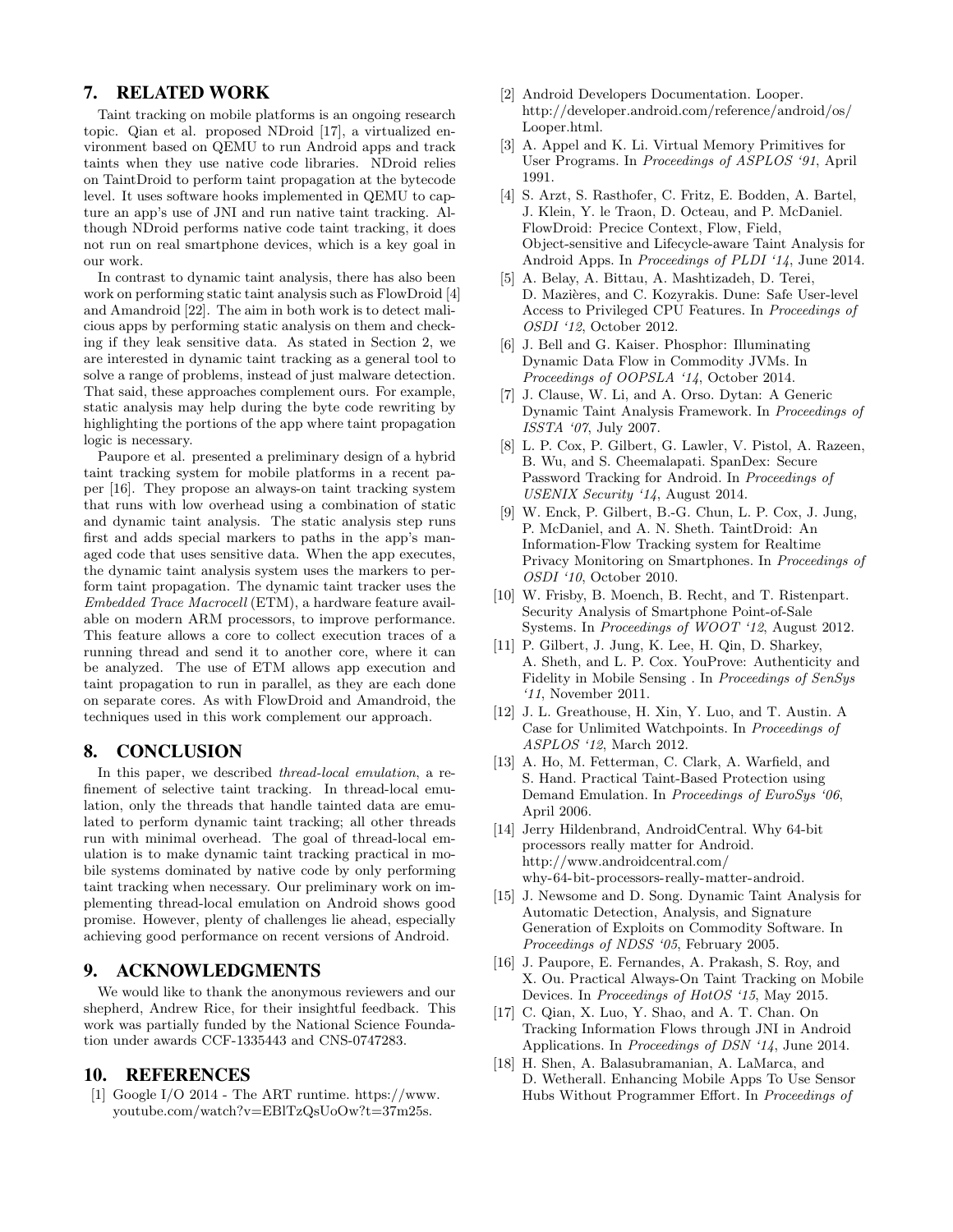## 7. RELATED WORK

Taint tracking on mobile platforms is an ongoing research topic. Qian et al. proposed NDroid [17], a virtualized environment based on QEMU to run Android apps and track taints when they use native code libraries. NDroid relies on TaintDroid to perform taint propagation at the bytecode level. It uses software hooks implemented in QEMU to capture an app's use of JNI and run native taint tracking. Although NDroid performs native code taint tracking, it does not run on real smartphone devices, which is a key goal in our work.

In contrast to dynamic taint analysis, there has also been work on performing static taint analysis such as FlowDroid [4] and Amandroid [22]. The aim in both work is to detect malicious apps by performing static analysis on them and checking if they leak sensitive data. As stated in Section 2, we are interested in dynamic taint tracking as a general tool to solve a range of problems, instead of just malware detection. That said, these approaches complement ours. For example, static analysis may help during the byte code rewriting by highlighting the portions of the app where taint propagation logic is necessary.

Paupore et al. presented a preliminary design of a hybrid taint tracking system for mobile platforms in a recent paper [16]. They propose an always-on taint tracking system that runs with low overhead using a combination of static and dynamic taint analysis. The static analysis step runs first and adds special markers to paths in the app's managed code that uses sensitive data. When the app executes, the dynamic taint analysis system uses the markers to perform taint propagation. The dynamic taint tracker uses the *Embedded Trace Macrocell* (ETM), a hardware feature available on modern ARM processors, to improve performance. This feature allows a core to collect execution traces of a running thread and send it to another core, where it can be analyzed. The use of ETM allows app execution and taint propagation to run in parallel, as they are each done on separate cores. As with FlowDroid and Amandroid, the techniques used in this work complement our approach.

## 8. CONCLUSION

In this paper, we described *thread-local emulation*, a refinement of selective taint tracking. In thread-local emulation, only the threads that handle tainted data are emulated to perform dynamic taint tracking; all other threads run with minimal overhead. The goal of thread-local emulation is to make dynamic taint tracking practical in mobile systems dominated by native code by only performing taint tracking when necessary. Our preliminary work on implementing thread-local emulation on Android shows good promise. However, plenty of challenges lie ahead, especially achieving good performance on recent versions of Android.

## 9. ACKNOWLEDGMENTS

We would like to thank the anonymous reviewers and our shepherd, Andrew Rice, for their insightful feedback. This work was partially funded by the National Science Foundation under awards CCF-1335443 and CNS-0747283.

## 10. REFERENCES

[1] Google I/O 2014 - The ART runtime. https://www.youtube.com/watch?v=EBlTzQsUoOw?t=37m25s.

[2] Android Developers Documentation. Looper. http://developer.android.com/reference/android/os/Looper.html.

[3] A. Appel and K. Li. Virtual Memory Primitives for User Programs. In *Proceedings of ASPLOS '91*, April 1991.

[4] S. Arzt, S. Rasthofer, C. Fritz, E. Bodden, A. Bartel, J. Klein, Y. le Traon, D. Octeau, and P. McDaniel. FlowDroid: Precice Context, Flow, Field, Object-sensitive and Lifecycle-aware Taint Analysis for Android Apps. In *Proceedings of PLDI '14*, June 2014.

[5] A. Belay, A. Bittau, A. Mashtizadeh, D. Terei, D. Mazières, and C. Kozyrakis. Dune: Safe User-level Access to Privileged CPU Features. In *Proceedings of OSDI '12*, October 2012.

[6] J. Bell and G. Kaiser. Phosphor: Illuminating Dynamic Data Flow in Commodity JVMs. In *Proceedings of OOPSLA '14*, October 2014.

[7] J. Clause, W. Li, and A. Orso. Dytan: A Generic Dynamic Taint Analysis Framework. In *Proceedings of ISSTA '07*, July 2007.

[8] L. P. Cox, P. Gilbert, G. Lawler, V. Pistol, A. Razeen, B. Wu, and S. Cheemalapati. SpanDex: Secure Password Tracking for Android. In *Proceedings of USENIX Security '14*, August 2014.

[9] W. Enck, P. Gilbert, B.-G. Chun, L. P. Cox, J. Jung, P. McDaniel, and A. N. Sheth. TaintDroid: An Information-Flow Tracking system for Realtime Privacy Monitoring on Smartphones. In *Proceedings of OSDI '10*, October 2010.

[10] W. Frisby, B. Moench, B. Recht, and T. Ristenpart. Security Analysis of Smartphone Point-of-Sale Systems. In *Proceedings of WOOT '12*, August 2012.

[11] P. Gilbert, J. Jung, K. Lee, H. Qin, D. Sharkey, A. Sheth, and L. P. Cox. YouProve: Authenticity and Fidelity in Mobile Sensing . In *Proceedings of SenSys '11*, November 2011.

[12] J. L. Greathouse, H. Xin, Y. Luo, and T. Austin. A Case for Unlimited Watchpoints. In *Proceedings of ASPLOS '12*, March 2012.

[13] A. Ho, M. Fetterman, C. Clark, A. Warfield, and S. Hand. Practical Taint-Based Protection using Demand Emulation. In *Proceedings of EuroSys '06*, April 2006.

[14] Jerry Hildenbrand, AndroidCentral. Why 64-bit processors really matter for Android. http://www.androidcentral.com/why-64-bit-processors-really-matter-android.

[15] J. Newsome and D. Song. Dynamic Taint Analysis for Automatic Detection, Analysis, and Signature Generation of Exploits on Commodity Software. In *Proceedings of NDSS '05*, February 2005.

[16] J. Paupore, E. Fernandes, A. Prakash, S. Roy, and X. Ou. Practical Always-On Taint Tracking on Mobile Devices. In *Proceedings of HotOS '15*, May 2015.

[17] C. Qian, X. Luo, Y. Shao, and A. T. Chan. On Tracking Information Flows through JNI in Android Applications. In *Proceedings of DSN '14*, June 2014.

[18] H. Shen, A. Balasubramanian, A. LaMarca, and D. Wetherall. Enhancing Mobile Apps To Use Sensor Hubs Without Programmer Effort. In *Proceedings of*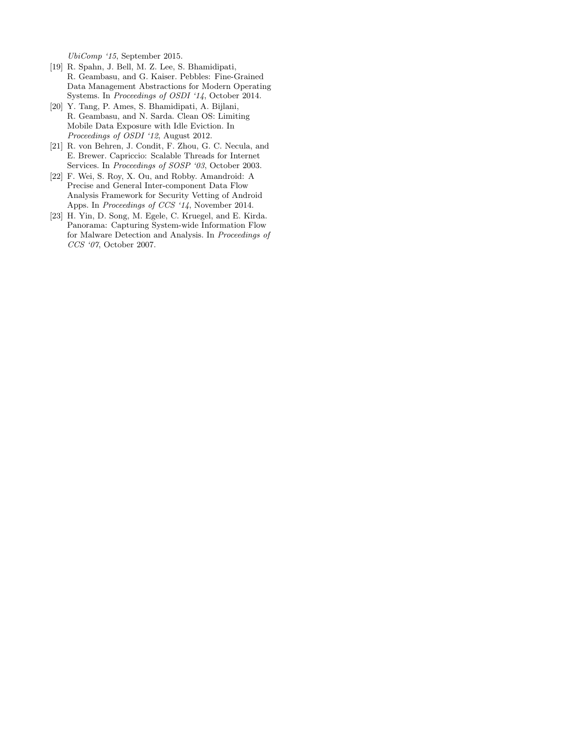*UbiComp '15*, September 2015.

[19] R. Spahn, J. Bell, M. Z. Lee, S. Bhamidipati, R. Geambasu, and G. Kaiser. Pebbles: Fine-Grained Data Management Abstractions for Modern Operating Systems. In *Proceedings of OSDI '14*, October 2014.

[20] Y. Tang, P. Ames, S. Bhamidipati, A. Bijlani, R. Geambasu, and N. Sarda. Clean OS: Limiting Mobile Data Exposure with Idle Eviction. In *Proceedings of OSDI '12*, August 2012.

[21] R. von Behren, J. Condit, F. Zhou, G. C. Necula, and E. Brewer. Capriccio: Scalable Threads for Internet Services. In *Proceedings of SOSP '03*, October 2003.

[22] F. Wei, S. Roy, X. Ou, and Robby. Amandroid: A Precise and General Inter-component Data Flow Analysis Framework for Security Vetting of Android Apps. In *Proceedings of CCS '14*, November 2014.

[23] H. Yin, D. Song, M. Egele, C. Kruegel, and E. Kirda. Panorama: Capturing System-wide Information Flow for Malware Detection and Analysis. In *Proceedings of CCS '07*, October 2007.